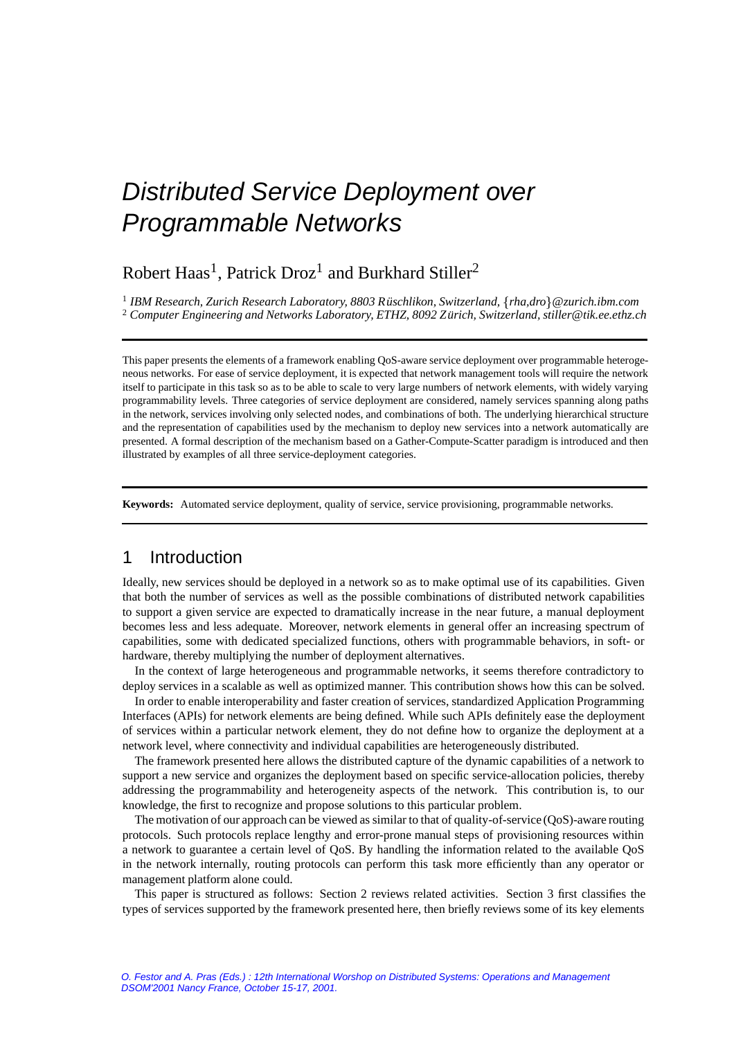# Distributed Service Deployment over Programmable Networks

Robert Haas[1], Patrick Droz[1] and Burkhard Stiller[2]

[1] *IBM Research, Zurich Research Laboratory, 8803 Rüschlikon, Switzerland, {rha,dro}@zurich.ibm.com*
[2] *Computer Engineering and Networks Laboratory, ETHZ, 8092 Zürich, Switzerland, stiller@tik.ee.ethz.ch*

---

This paper presents the elements of a framework enabling QoS-aware service deployment over programmable heterogeneous networks. For ease of service deployment, it is expected that network management tools will require the network itself to participate in this task so as to be able to scale to very large numbers of network elements, with widely varying programmability levels. Three categories of service deployment are considered, namely services spanning along paths in the network, services involving only selected nodes, and combinations of both. The underlying hierarchical structure and the representation of capabilities used by the mechanism to deploy new services into a network automatically are presented. A formal description of the mechanism based on a Gather-Compute-Scatter paradigm is introduced and then illustrated by examples of all three service-deployment categories.

---

**Keywords:** Automated service deployment, quality of service, service provisioning, programmable networks.

---

## 1 Introduction

Ideally, new services should be deployed in a network so as to make optimal use of its capabilities. Given that both the number of services as well as the possible combinations of distributed network capabilities to support a given service are expected to dramatically increase in the near future, a manual deployment becomes less and less adequate. Moreover, network elements in general offer an increasing spectrum of capabilities, some with dedicated specialized functions, others with programmable behaviors, in soft- or hardware, thereby multiplying the number of deployment alternatives.

In the context of large heterogeneous and programmable networks, it seems therefore contradictory to deploy services in a scalable as well as optimized manner. This contribution shows how this can be solved.

In order to enable interoperability and faster creation of services, standardized Application Programming Interfaces (APIs) for network elements are being defined. While such APIs definitely ease the deployment of services within a particular network element, they do not define how to organize the deployment at a network level, where connectivity and individual capabilities are heterogeneously distributed.

The framework presented here allows the distributed capture of the dynamic capabilities of a network to support a new service and organizes the deployment based on specific service-allocation policies, thereby addressing the programmability and heterogeneity aspects of the network. This contribution is, to our knowledge, the first to recognize and propose solutions to this particular problem.

The motivation of our approach can be viewed as similar to that of quality-of-service (QoS)-aware routing protocols. Such protocols replace lengthy and error-prone manual steps of provisioning resources within a network to guarantee a certain level of QoS. By handling the information related to the available QoS in the network internally, routing protocols can perform this task more efficiently than any operator or management platform alone could.

This paper is structured as follows: Section 2 reviews related activities. Section 3 first classifies the types of services supported by the framework presented here, then briefly reviews some of its key elements

*O. Festor and A. Pras (Eds.) : 12th International Worshop on Distributed Systems: Operations and Management DSOM'2001 Nancy France, October 15-17, 2001.*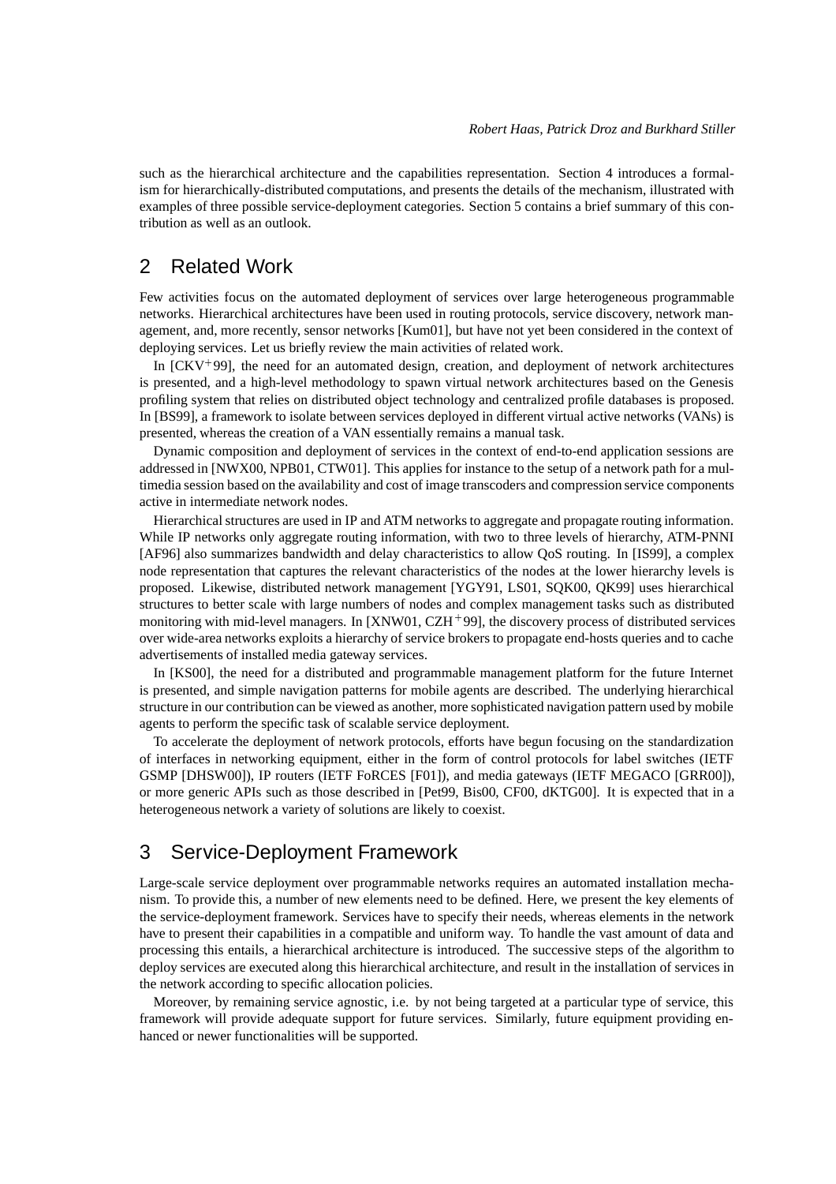such as the hierarchical architecture and the capabilities representation. Section 4 introduces a formalism for hierarchically-distributed computations, and presents the details of the mechanism, illustrated with examples of three possible service-deployment categories. Section 5 contains a brief summary of this contribution as well as an outlook.

## 2 Related Work

Few activities focus on the automated deployment of services over large heterogeneous programmable networks. Hierarchical architectures have been used in routing protocols, service discovery, network management, and, more recently, sensor networks [Kum01], but have not yet been considered in the context of deploying services. Let us briefly review the main activities of related work.

In [CKV+99], the need for an automated design, creation, and deployment of network architectures is presented, and a high-level methodology to spawn virtual network architectures based on the Genesis profiling system that relies on distributed object technology and centralized profile databases is proposed. In [BS99], a framework to isolate between services deployed in different virtual active networks (VANs) is presented, whereas the creation of a VAN essentially remains a manual task.

Dynamic composition and deployment of services in the context of end-to-end application sessions are addressed in [NWX00, NPB01, CTW01]. This applies for instance to the setup of a network path for a multimedia session based on the availability and cost of image transcoders and compression service components active in intermediate network nodes.

Hierarchical structures are used in IP and ATM networks to aggregate and propagate routing information. While IP networks only aggregate routing information, with two to three levels of hierarchy, ATM-PNNI [AF96] also summarizes bandwidth and delay characteristics to allow QoS routing. In [IS99], a complex node representation that captures the relevant characteristics of the nodes at the lower hierarchy levels is proposed. Likewise, distributed network management [YGY91, LS01, SQK00, QK99] uses hierarchical structures to better scale with large numbers of nodes and complex management tasks such as distributed monitoring with mid-level managers. In [XNW01, CZH+99], the discovery process of distributed services over wide-area networks exploits a hierarchy of service brokers to propagate end-hosts queries and to cache advertisements of installed media gateway services.

In [KS00], the need for a distributed and programmable management platform for the future Internet is presented, and simple navigation patterns for mobile agents are described. The underlying hierarchical structure in our contribution can be viewed as another, more sophisticated navigation pattern used by mobile agents to perform the specific task of scalable service deployment.

To accelerate the deployment of network protocols, efforts have begun focusing on the standardization of interfaces in networking equipment, either in the form of control protocols for label switches (IETF GSMP [DHSW00]), IP routers (IETF FoRCES [F01]), and media gateways (IETF MEGACO [GRR00]), or more generic APIs such as those described in [Pet99, Bis00, CF00, dKTG00]. It is expected that in a heterogeneous network a variety of solutions are likely to coexist.

## 3 Service-Deployment Framework

Large-scale service deployment over programmable networks requires an automated installation mechanism. To provide this, a number of new elements need to be defined. Here, we present the key elements of the service-deployment framework. Services have to specify their needs, whereas elements in the network have to present their capabilities in a compatible and uniform way. To handle the vast amount of data and processing this entails, a hierarchical architecture is introduced. The successive steps of the algorithm to deploy services are executed along this hierarchical architecture, and result in the installation of services in the network according to specific allocation policies.

Moreover, by remaining service agnostic, i.e. by not being targeted at a particular type of service, this framework will provide adequate support for future services. Similarly, future equipment providing enhanced or newer functionalities will be supported.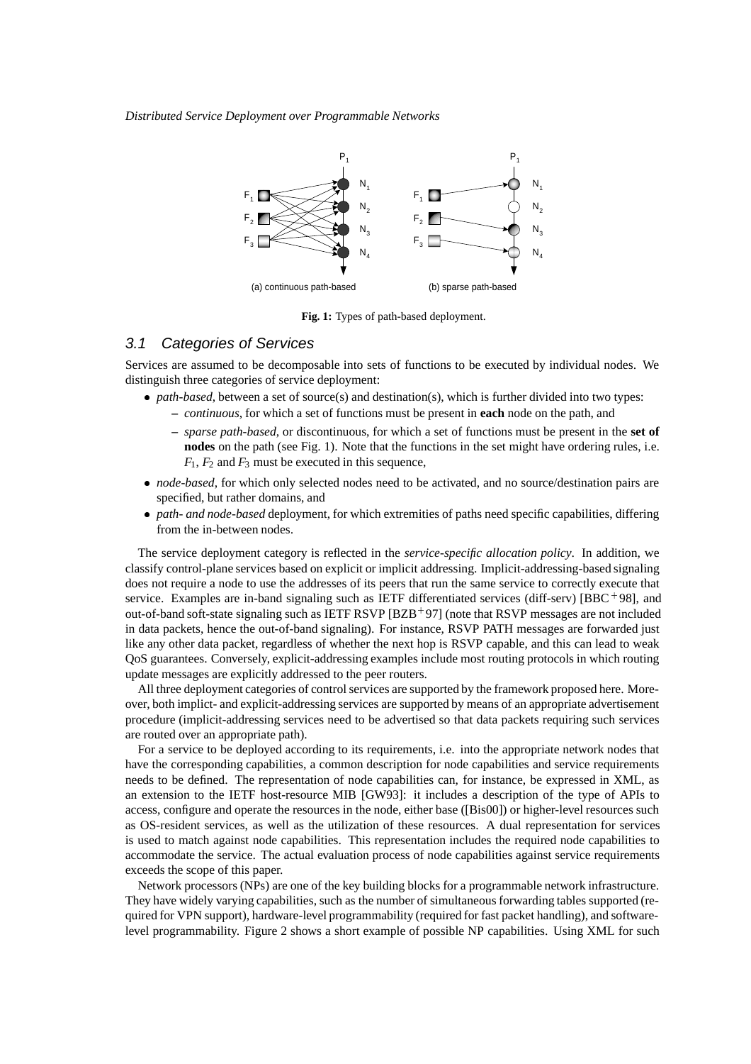(a) continuous path-based (b) sparse path-based

**Fig. 1:** Types of path-based deployment.

## 3.1 Categories of Services

Services are assumed to be decomposable into sets of functions to be executed by individual nodes. We distinguish three categories of service deployment:

- *path-based*, between a set of source(s) and destination(s), which is further divided into two types:
  - *continuous*, for which a set of functions must be present in **each** node on the path, and
  - *sparse path-based*, or discontinuous, for which a set of functions must be present in the **set of nodes** on the path (see Fig. 1). Note that the functions in the set might have ordering rules, i.e. $F_1$, $F_2$ and $F_3$ must be executed in this sequence,
- *node-based*, for which only selected nodes need to be activated, and no source/destination pairs are specified, but rather domains, and
- *path- and node-based* deployment, for which extremities of paths need specific capabilities, differing from the in-between nodes.

The service deployment category is reflected in the *service-specific allocation policy*. In addition, we classify control-plane services based on explicit or implicit addressing. Implicit-addressing-based signaling does not require a node to use the addresses of its peers that run the same service to correctly execute that service. Examples are in-band signaling such as IETF differentiated services (diff-serv) [BBC+98], and out-of-band soft-state signaling such as IETF RSVP [BZB+97] (note that RSVP messages are not included in data packets, hence the out-of-band signaling). For instance, RSVP PATH messages are forwarded just like any other data packet, regardless of whether the next hop is RSVP capable, and this can lead to weak QoS guarantees. Conversely, explicit-addressing examples include most routing protocols in which routing update messages are explicitly addressed to the peer routers.

All three deployment categories of control services are supported by the framework proposed here. Moreover, both implict- and explicit-addressing services are supported by means of an appropriate advertisement procedure (implicit-addressing services need to be advertised so that data packets requiring such services are routed over an appropriate path).

For a service to be deployed according to its requirements, i.e. into the appropriate network nodes that have the corresponding capabilities, a common description for node capabilities and service requirements needs to be defined. The representation of node capabilities can, for instance, be expressed in XML, as an extension to the IETF host-resource MIB [GW93]: it includes a description of the type of APIs to access, configure and operate the resources in the node, either base ([Bis00]) or higher-level resources such as OS-resident services, as well as the utilization of these resources. A dual representation for services is used to match against node capabilities. This representation includes the required node capabilities to accommodate the service. The actual evaluation process of node capabilities against service requirements exceeds the scope of this paper.

Network processors (NPs) are one of the key building blocks for a programmable network infrastructure. They have widely varying capabilities, such as the number of simultaneous forwarding tables supported (required for VPN support), hardware-level programmability (required for fast packet handling), and software-level programmability. Figure 2 shows a short example of possible NP capabilities. Using XML for such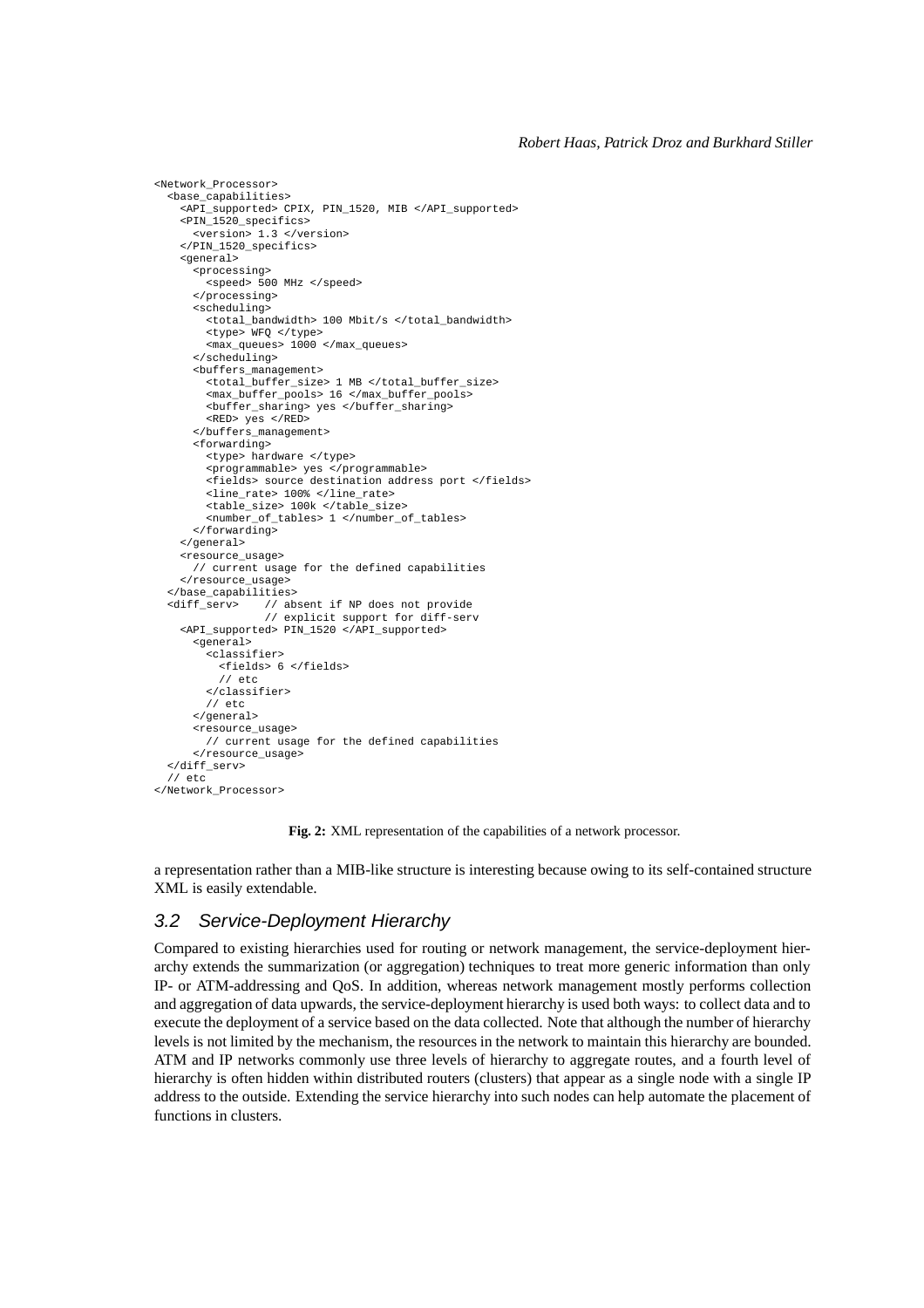```
<Network_Processor>
  <base_capabilities>
    <API_supported> CPIX, PIN_1520, MIB </API_supported>
    <PIN_1520_specifics>
      <version> 1.3 </version>
    </PIN_1520_specifics>
    <general>
      <processing>
        <speed> 500 MHz </speed>
      </processing>
      <scheduling>
        <total_bandwidth> 100 Mbit/s </total_bandwidth>
        <type> WFQ </type>
        <max_queues> 1000 </max_queues>
      </scheduling>
      <buffers_management>
        <total_buffer_size> 1 MB </total_buffer_size>
        <max_buffer_pools> 16 </max_buffer_pools>
        <buffer_sharing> yes </buffer_sharing>
        <RED> yes </RED>
      </buffers_management>
      <forwarding>
        <type> hardware </type>
        <programmable> yes </programmable>
        <fields> source destination address port </fields>
        <line_rate> 100% </line_rate>
        <table_size> 100k </table_size>
        <number_of_tables> 1 </number_of_tables>
      </forwarding>
    </general>
    <resource_usage>
      // current usage for the defined capabilities
    </resource_usage>
  </base_capabilities>
  <diff_serv>    // absent if NP does not provide
                 // explicit support for diff-serv
    <API_supported> PIN_1520 </API_supported>
      <general>
        <classifier>
          <fields> 6 </fields>
          // etc
        </classifier>
        // etc
      </general>
      <resource_usage>
        // current usage for the defined capabilities
      </resource_usage>
  </diff_serv>
  // etc
</Network_Processor>
```

**Fig. 2:** XML representation of the capabilities of a network processor.

a representation rather than a MIB-like structure is interesting because owing to its self-contained structure XML is easily extendable.

## 3.2 Service-Deployment Hierarchy

Compared to existing hierarchies used for routing or network management, the service-deployment hierarchy extends the summarization (or aggregation) techniques to treat more generic information than only IP- or ATM-addressing and QoS. In addition, whereas network management mostly performs collection and aggregation of data upwards, the service-deployment hierarchy is used both ways: to collect data and to execute the deployment of a service based on the data collected. Note that although the number of hierarchy levels is not limited by the mechanism, the resources in the network to maintain this hierarchy are bounded. ATM and IP networks commonly use three levels of hierarchy to aggregate routes, and a fourth level of hierarchy is often hidden within distributed routers (clusters) that appear as a single node with a single IP address to the outside. Extending the service hierarchy into such nodes can help automate the placement of functions in clusters.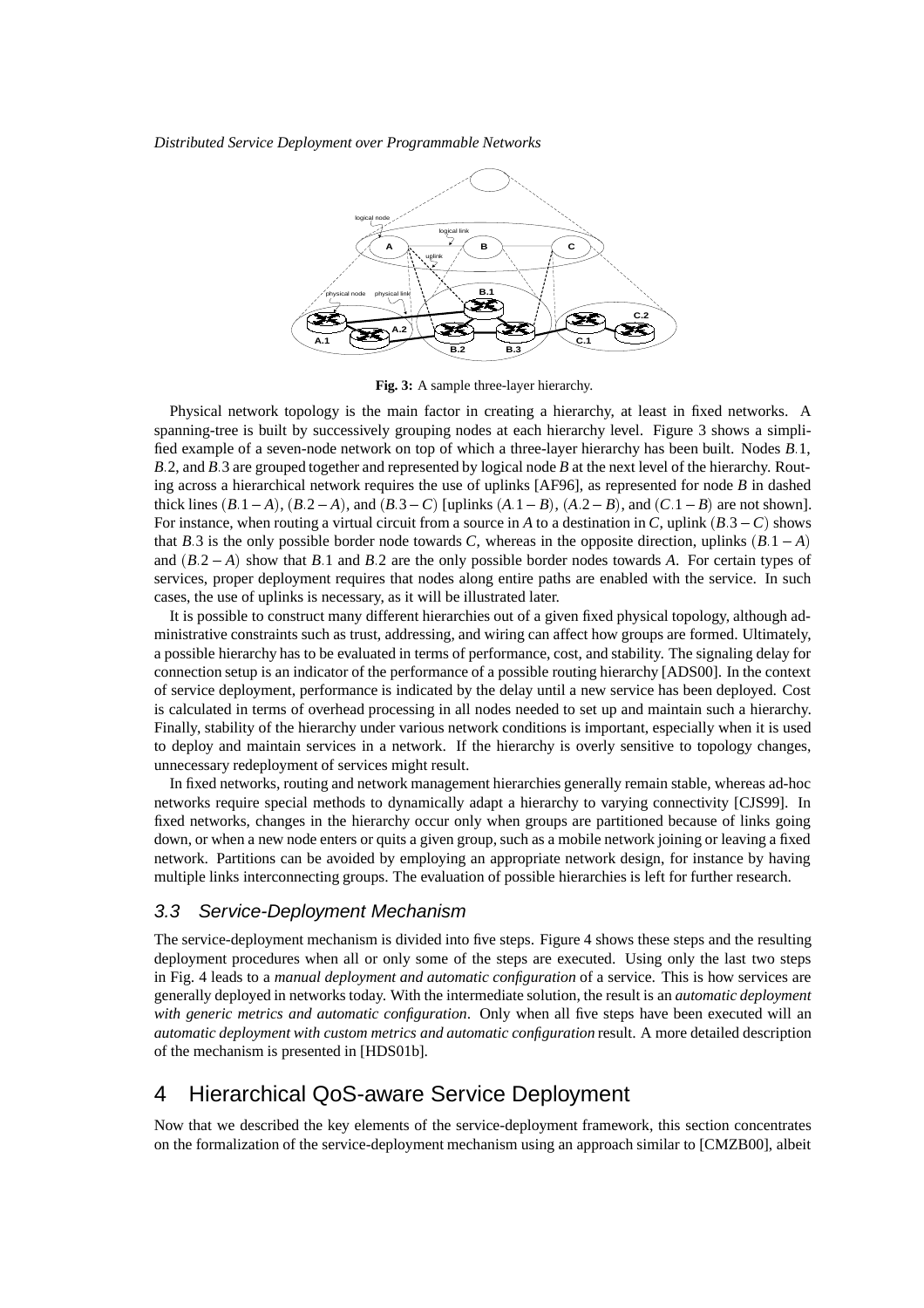Fig. 3: A sample three-layer hierarchy.

Physical network topology is the main factor in creating a hierarchy, at least in fixed networks. A spanning-tree is built by successively grouping nodes at each hierarchy level. Figure 3 shows a simplified example of a seven-node network on top of which a three-layer hierarchy has been built. Nodes $B.1$, $B.2$, and $B.3$ are grouped together and represented by logical node $B$ at the next level of the hierarchy. Routing across a hierarchical network requires the use of uplinks [AF96], as represented for node $B$ in dashed thick lines $(B.1-A)$, $(B.2-A)$, and $(B.3-C)$ [uplinks $(A.1-B)$, $(A.2-B)$, and $(C.1-B)$ are not shown]. For instance, when routing a virtual circuit from a source in $A$ to a destination in $C$, uplink $(B.3-C)$ shows that $B.3$ is the only possible border node towards $C$, whereas in the opposite direction, uplinks $(B.1-A)$ and $(B.2-A)$ show that $B.1$ and $B.2$ are the only possible border nodes towards $A$. For certain types of services, proper deployment requires that nodes along entire paths are enabled with the service. In such cases, the use of uplinks is necessary, as it will be illustrated later.

It is possible to construct many different hierarchies out of a given fixed physical topology, although administrative constraints such as trust, addressing, and wiring can affect how groups are formed. Ultimately, a possible hierarchy has to be evaluated in terms of performance, cost, and stability. The signaling delay for connection setup is an indicator of the performance of a possible routing hierarchy [ADS00]. In the context of service deployment, performance is indicated by the delay until a new service has been deployed. Cost is calculated in terms of overhead processing in all nodes needed to set up and maintain such a hierarchy. Finally, stability of the hierarchy under various network conditions is important, especially when it is used to deploy and maintain services in a network. If the hierarchy is overly sensitive to topology changes, unnecessary redeployment of services might result.

In fixed networks, routing and network management hierarchies generally remain stable, whereas ad-hoc networks require special methods to dynamically adapt a hierarchy to varying connectivity [CJS99]. In fixed networks, changes in the hierarchy occur only when groups are partitioned because of links going down, or when a new node enters or quits a given group, such as a mobile network joining or leaving a fixed network. Partitions can be avoided by employing an appropriate network design, for instance by having multiple links interconnecting groups. The evaluation of possible hierarchies is left for further research.

### 3.3 Service-Deployment Mechanism

The service-deployment mechanism is divided into five steps. Figure 4 shows these steps and the resulting deployment procedures when all or only some of the steps are executed. Using only the last two steps in Fig. 4 leads to a *manual deployment and automatic configuration* of a service. This is how services are generally deployed in networks today. With the intermediate solution, the result is an *automatic deployment with generic metrics and automatic configuration*. Only when all five steps have been executed will an *automatic deployment with custom metrics and automatic configuration* result. A more detailed description of the mechanism is presented in [HDS01b].

## 4 Hierarchical QoS-aware Service Deployment

Now that we described the key elements of the service-deployment framework, this section concentrates on the formalization of the service-deployment mechanism using an approach similar to [CMZB00], albeit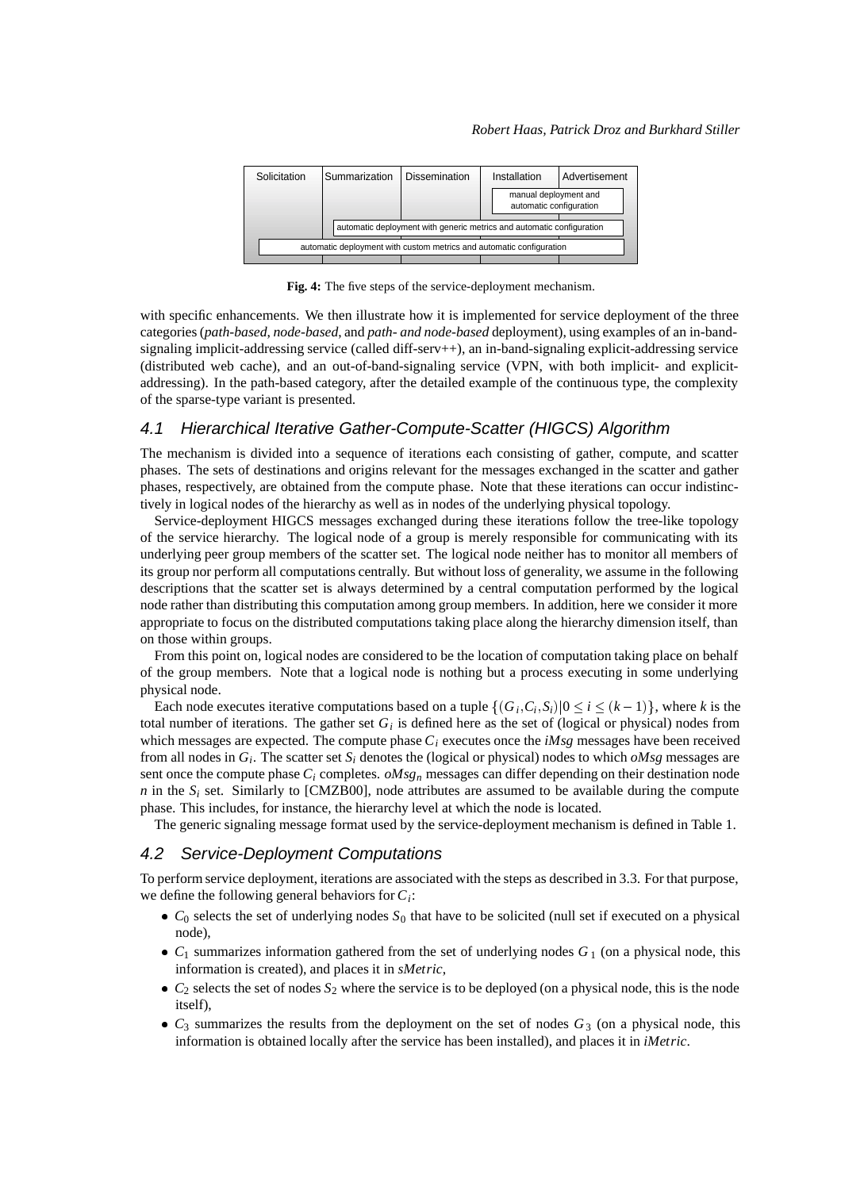| Solicitation | Summarization | Dissemination | Installation | Advertisement |
|---|---|---|---|---|
| | | | manual deployment and automatic configuration | |
| | automatic deployment with generic metrics and automatic configuration | | | |
| automatic deployment with custom metrics and automatic configuration | | | | |

**Fig. 4:** The five steps of the service-deployment mechanism.

with specific enhancements. We then illustrate how it is implemented for service deployment of the three categories (*path-based*, *node-based*, and *path- and node-based* deployment), using examples of an in-band-signaling implicit-addressing service (called diff-serv++), an in-band-signaling explicit-addressing service (distributed web cache), and an out-of-band-signaling service (VPN, with both implicit- and explicit-addressing). In the path-based category, after the detailed example of the continuous type, the complexity of the sparse-type variant is presented.

## 4.1 Hierarchical Iterative Gather-Compute-Scatter (HIGCS) Algorithm

The mechanism is divided into a sequence of iterations each consisting of gather, compute, and scatter phases. The sets of destinations and origins relevant for the messages exchanged in the scatter and gather phases, respectively, are obtained from the compute phase. Note that these iterations can occur indistinctively in logical nodes of the hierarchy as well as in nodes of the underlying physical topology.

Service-deployment HIGCS messages exchanged during these iterations follow the tree-like topology of the service hierarchy. The logical node of a group is merely responsible for communicating with its underlying peer group members of the scatter set. The logical node neither has to monitor all members of its group nor perform all computations centrally. But without loss of generality, we assume in the following descriptions that the scatter set is always determined by a central computation performed by the logical node rather than distributing this computation among group members. In addition, here we consider it more appropriate to focus on the distributed computations taking place along the hierarchy dimension itself, than on those within groups.

From this point on, logical nodes are considered to be the location of computation taking place on behalf of the group members. Note that a logical node is nothing but a process executing in some underlying physical node.

Each node executes iterative computations based on a tuple $\{(G_i, C_i, S_i) | 0 \leq i \leq (k-1)\}$, where $k$ is the total number of iterations. The gather set $G_i$ is defined here as the set of (logical or physical) nodes from which messages are expected. The compute phase $C_i$ executes once the *iMsg* messages have been received from all nodes in $G_i$. The scatter set $S_i$ denotes the (logical or physical) nodes to which *oMsg* messages are sent once the compute phase $C_i$ completes. $oMsg_n$ messages can differ depending on their destination node $n$ in the $S_i$ set. Similarly to [CMZB00], node attributes are assumed to be available during the compute phase. This includes, for instance, the hierarchy level at which the node is located.

The generic signaling message format used by the service-deployment mechanism is defined in Table 1.

## 4.2 Service-Deployment Computations

To perform service deployment, iterations are associated with the steps as described in 3.3. For that purpose, we define the following general behaviors for $C_i$:

- $C_0$ selects the set of underlying nodes $S_0$ that have to be solicited (null set if executed on a physical node),
- $C_1$ summarizes information gathered from the set of underlying nodes $G_1$ (on a physical node, this information is created), and places it in *sMetric*,
- $C_2$ selects the set of nodes $S_2$ where the service is to be deployed (on a physical node, this is the node itself),
- $C_3$ summarizes the results from the deployment on the set of nodes $G_3$ (on a physical node, this information is obtained locally after the service has been installed), and places it in *iMetric*.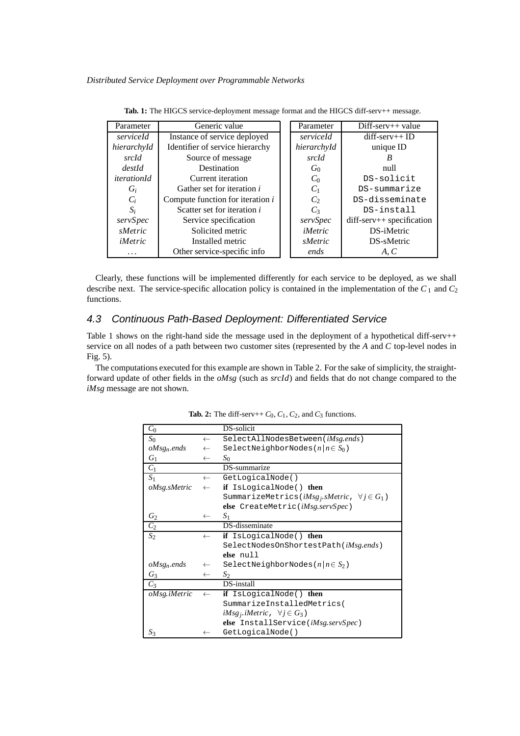**Tab. 1:** The HIGCS service-deployment message format and the HIGCS diff-serv++ message.

| Parameter | Generic value |
|---|---|
| *serviceId* | Instance of service deployed |
| *hierarchyId* | Identifier of service hierarchy |
| *srcId* | Source of message |
| *destId* | Destination |
| *iterationId* | Current iteration |
| $G_i$ | Gather set for iteration $i$ |
| $C_i$ | Compute function for iteration $i$ |
| $S_i$ | Scatter set for iteration $i$ |
| *servSpec* | Service specification |
| *sMetric* | Solicited metric |
| *iMetric* | Installed metric |
| ... | Other service-specific info |

| Parameter | Diff-serv++ value |
|---|---|
| *serviceId* | diff-serv++ ID |
| *hierarchyId* | unique ID |
| *srcId* | $B$ |
| $G_0$ | null |
| $C_0$ | `DS-solicit` |
| $C_1$ | `DS-summarize` |
| $C_2$ | `DS-disseminate` |
| $C_3$ | `DS-install` |
| *servSpec* | diff-serv++ specification |
| *iMetric* | DS-iMetric |
| *sMetric* | DS-sMetric |
| *ends* | $A, C$ |

Clearly, these functions will be implemented differently for each service to be deployed, as we shall describe next. The service-specific allocation policy is contained in the implementation of the $C_1$ and $C_2$ functions.

## 4.3 Continuous Path-Based Deployment: Differentiated Service

Table 1 shows on the right-hand side the message used in the deployment of a hypothetical diff-serv++ service on all nodes of a path between two customer sites (represented by the $A$ and $C$ top-level nodes in Fig. 5).

The computations executed for this example are shown in Table 2. For the sake of simplicity, the straight-forward update of other fields in the *oMsg* (such as *srcId*) and fields that do not change compared to the *iMsg* message are not shown.

**Tab. 2:** The diff-serv++ $C_0, C_1, C_2$, and $C_3$ functions.

| | | |
|---|---|---|
| $C_0$ | | DS-solicit |
| $S_0$ | $\leftarrow$ | `SelectAllNodesBetween(`*iMsg.ends*`)` |
| $oMsg_n.ends$ | $\leftarrow$ | `SelectNeighborNodes(`$n \mid n \in S_0$`)` |
| $G_1$ | $\leftarrow$ | $S_0$ |
| $C_1$ | | DS-summarize |
| $S_1$ | $\leftarrow$ | `GetLogicalNode()` |
| *oMsg.sMetric* | $\leftarrow$ | **if** `IsLogicalNode()` **then** `SummarizeMetrics(`$iMsg_j.sMetric$, $\forall j \in G_1$`)` **else** `CreateMetric(`*iMsg.servSpec*`)` |
| $G_2$ | $\leftarrow$ | $S_1$ |
| $C_2$ | | DS-disseminate |
| $S_2$ | $\leftarrow$ | **if** `IsLogicalNode()` **then** `SelectNodesOnShortestPath(`*iMsg.ends*`)` **else** `null` |
| $oMsg_n.ends$ | $\leftarrow$ | `SelectNeighborNodes(`$n \mid n \in S_2$`)` |
| $G_3$ | $\leftarrow$ | $S_2$ |
| $C_3$ | | DS-install |
| *oMsg.iMetric* | $\leftarrow$ | **if** `IsLogicalNode()` **then** `SummarizeInstalledMetrics(`$iMsg_j.iMetric$, $\forall j \in G_3$`)` **else** `InstallService(`*iMsg.servSpec*`)` |
| $S_3$ | $\leftarrow$ | `GetLogicalNode()` |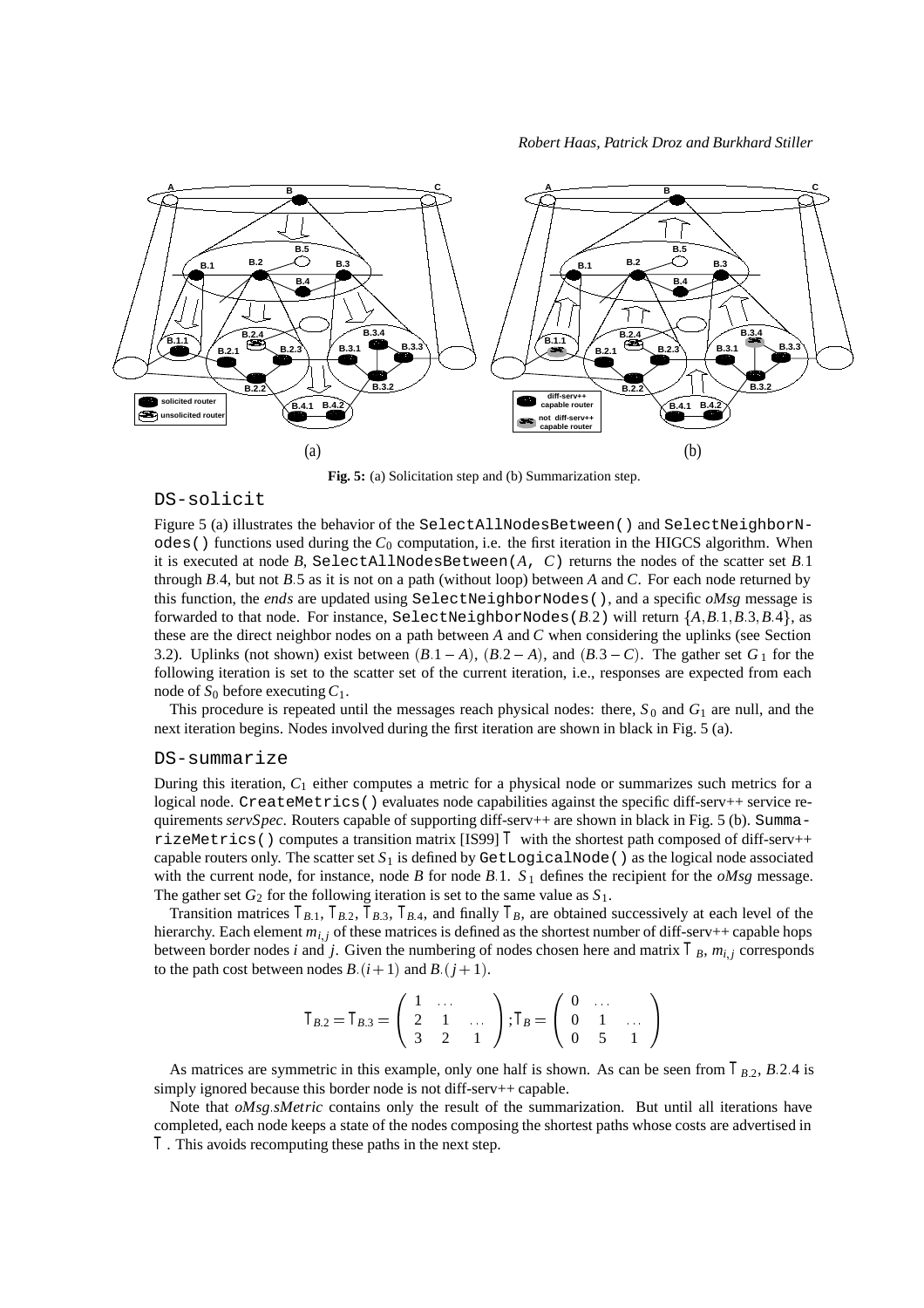**Fig. 5:** (a) Solicitation step and (b) Summarization step.

## DS-solicit

Figure 5 (a) illustrates the behavior of the `SelectAllNodesBetween()` and `SelectNeighborNodes()` functions used during the $C_0$ computation, i.e. the first iteration in the HIGCS algorithm. When it is executed at node $B$, `SelectAllNodesBetween(A, C)` returns the nodes of the scatter set $B.1$ through $B.4$, but not $B.5$ as it is not on a path (without loop) between $A$ and $C$. For each node returned by this function, the *ends* are updated using `SelectNeighborNodes()`, and a specific *oMsg* message is forwarded to that node. For instance, `SelectNeighborNodes(`$B.2$`)` will return $\{A, B.1, B.3, B.4\}$, as these are the direct neighbor nodes on a path between $A$ and $C$ when considering the uplinks (see Section 3.2). Uplinks (not shown) exist between $(B.1 - A)$, $(B.2 - A)$, and $(B.3 - C)$. The gather set $G_1$ for the following iteration is set to the scatter set of the current iteration, i.e., responses are expected from each node of $S_0$ before executing $C_1$.

This procedure is repeated until the messages reach physical nodes: there, $S_0$ and $G_1$ are null, and the next iteration begins. Nodes involved during the first iteration are shown in black in Fig. 5 (a).

## DS-summarize

During this iteration, $C_1$ either computes a metric for a physical node or summarizes such metrics for a logical node. `CreateMetrics()` evaluates node capabilities against the specific diff-serv++ service requirements *servSpec*. Routers capable of supporting diff-serv++ are shown in black in Fig. 5 (b). `SummarizeMetrics()` computes a transition matrix [IS99] $\Gamma$ with the shortest path composed of diff-serv++ capable routers only. The scatter set $S_1$ is defined by `GetLogicalNode()` as the logical node associated with the current node, for instance, node $B$ for node $B.1$. $S_1$ defines the recipient for the *oMsg* message. The gather set $G_2$ for the following iteration is set to the same value as $S_1$.

Transition matrices $\Gamma_{B.1}$, $\Gamma_{B.2}$, $\Gamma_{B.3}$, $\Gamma_{B.4}$, and finally $\Gamma_B$, are obtained successively at each level of the hierarchy. Each element $m_{i,j}$ of these matrices is defined as the shortest number of diff-serv++ capable hops between border nodes $i$ and $j$. Given the numbering of nodes chosen here and matrix $\Gamma_B$, $m_{i,j}$ corresponds to the path cost between nodes $B.(i+1)$ and $B.(j+1)$.

$$\Gamma_{B.2} = \Gamma_{B.3} = \begin{pmatrix} 1 & \dots & \\ 2 & 1 & \dots \\ 3 & 2 & 1 \end{pmatrix}; \Gamma_B = \begin{pmatrix} 0 & \dots & \\ 0 & 1 & \dots \\ 0 & 5 & 1 \end{pmatrix}$$

As matrices are symmetric in this example, only one half is shown. As can be seen from $\Gamma_{B.2}$, $B.2.4$ is simply ignored because this border node is not diff-serv++ capable.

Note that *oMsg.sMetric* contains only the result of the summarization. But until all iterations have completed, each node keeps a state of the nodes composing the shortest paths whose costs are advertised in $\Gamma$. This avoids recomputing these paths in the next step.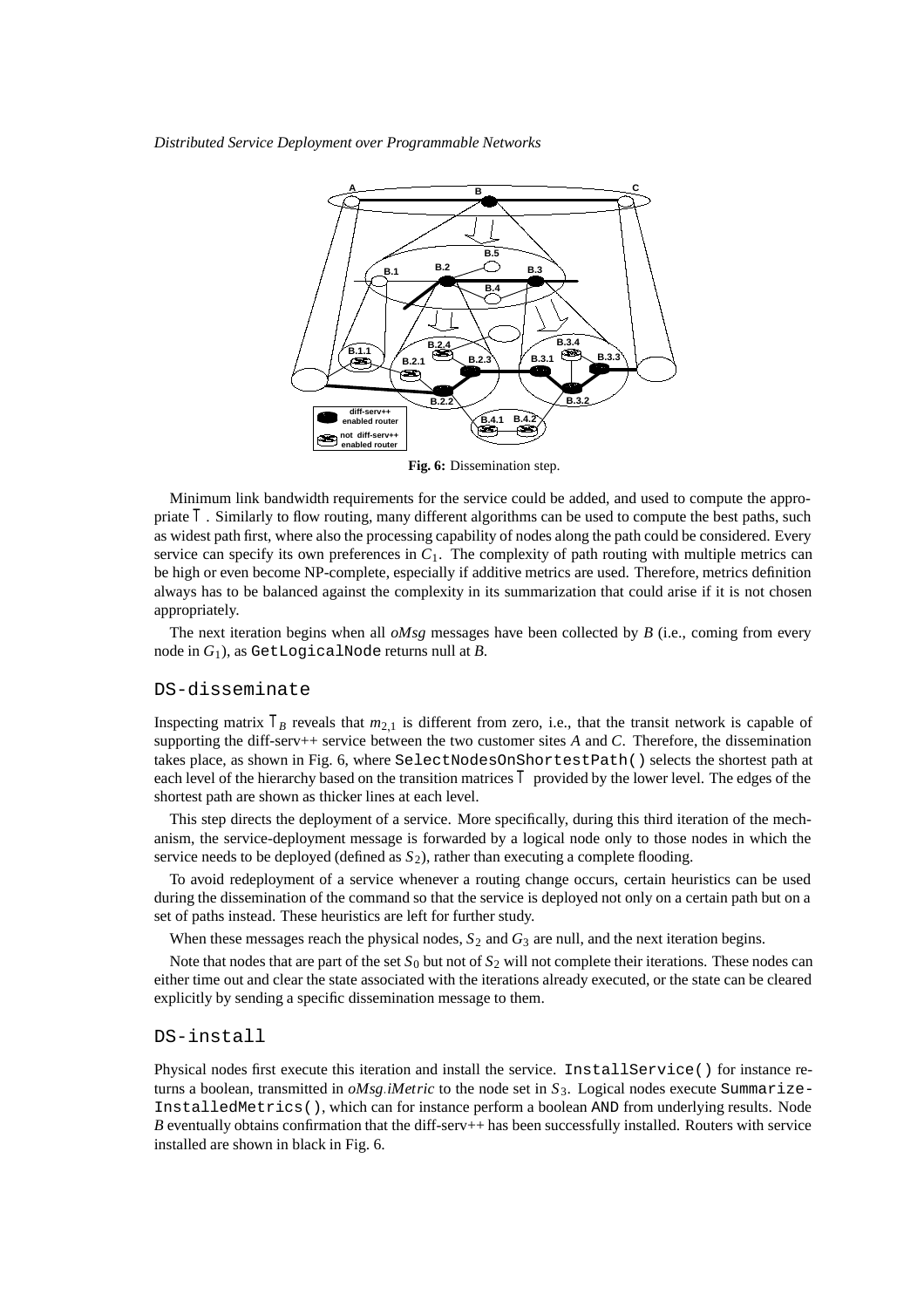**Fig. 6:** Dissemination step.

Minimum link bandwidth requirements for the service could be added, and used to compute the appropriate $\mathsf{T}$. Similarly to flow routing, many different algorithms can be used to compute the best paths, such as widest path first, where also the processing capability of nodes along the path could be considered. Every service can specify its own preferences in $C_1$. The complexity of path routing with multiple metrics can be high or even become NP-complete, especially if additive metrics are used. Therefore, metrics definition always has to be balanced against the complexity in its summarization that could arise if it is not chosen appropriately.

The next iteration begins when all *oMsg* messages have been collected by *B* (i.e., coming from every node in $G_1$), as `GetLogicalNode` returns null at *B*.

## DS-disseminate

Inspecting matrix $\mathsf{T}_B$ reveals that $m_{2,1}$ is different from zero, i.e., that the transit network is capable of supporting the diff-serv++ service between the two customer sites *A* and *C*. Therefore, the dissemination takes place, as shown in Fig. 6, where `SelectNodesOnShortestPath()` selects the shortest path at each level of the hierarchy based on the transition matrices $\mathsf{T}$ provided by the lower level. The edges of the shortest path are shown as thicker lines at each level.

This step directs the deployment of a service. More specifically, during this third iteration of the mechanism, the service-deployment message is forwarded by a logical node only to those nodes in which the service needs to be deployed (defined as $S_2$), rather than executing a complete flooding.

To avoid redeployment of a service whenever a routing change occurs, certain heuristics can be used during the dissemination of the command so that the service is deployed not only on a certain path but on a set of paths instead. These heuristics are left for further study.

When these messages reach the physical nodes, $S_2$ and $G_3$ are null, and the next iteration begins.

Note that nodes that are part of the set $S_0$ but not of $S_2$ will not complete their iterations. These nodes can either time out and clear the state associated with the iterations already executed, or the state can be cleared explicitly by sending a specific dissemination message to them.

## DS-install

Physical nodes first execute this iteration and install the service. `InstallService()` for instance returns a boolean, transmitted in *oMsg.iMetric* to the node set in $S_3$. Logical nodes execute `SummarizeInstalledMetrics()`, which can for instance perform a boolean `AND` from underlying results. Node *B* eventually obtains confirmation that the diff-serv++ has been successfully installed. Routers with service installed are shown in black in Fig. 6.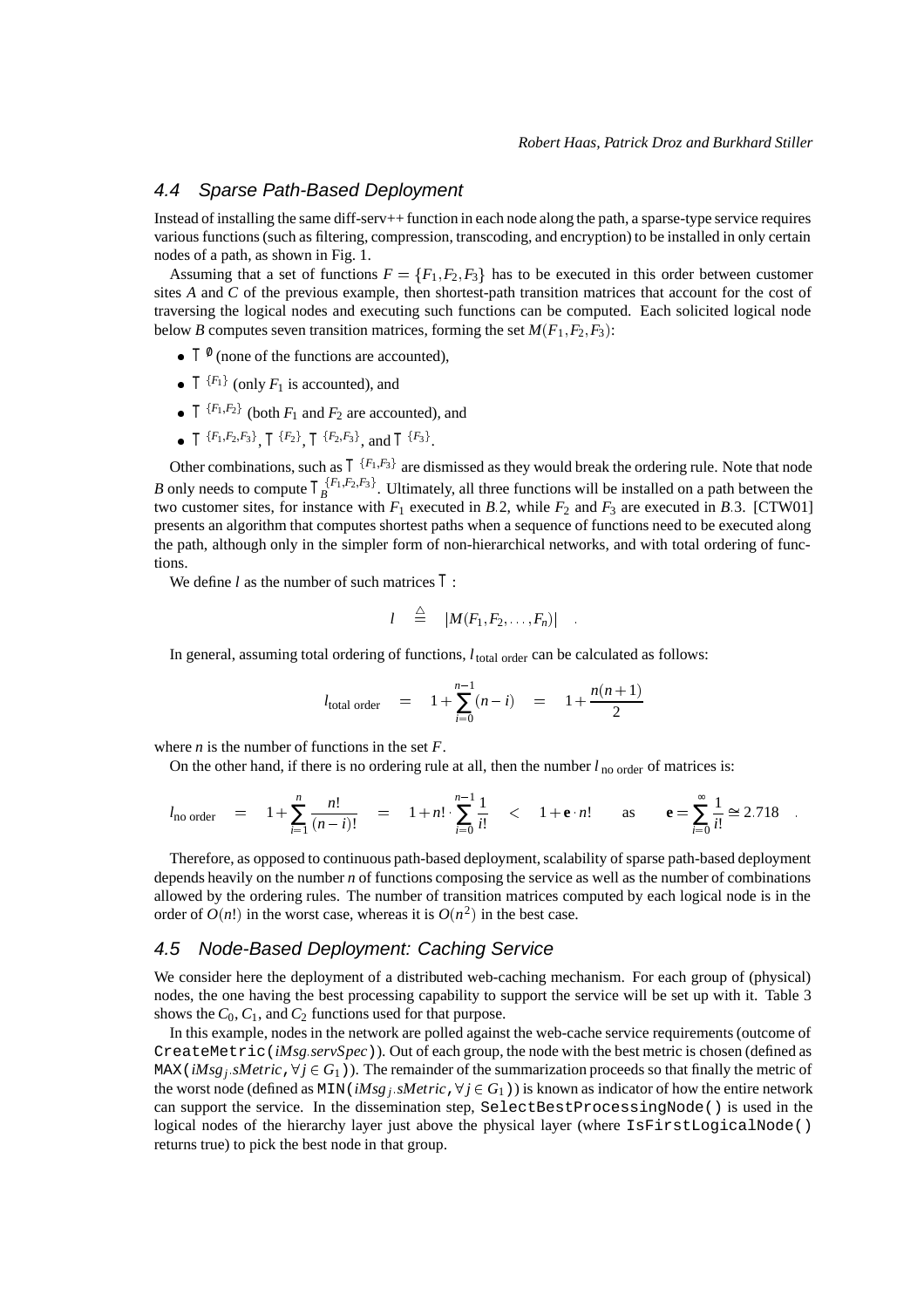## 4.4 Sparse Path-Based Deployment

Instead of installing the same diff-serv++ function in each node along the path, a sparse-type service requires various functions (such as filtering, compression, transcoding, and encryption) to be installed in only certain nodes of a path, as shown in Fig. 1.

Assuming that a set of functions $F = \{F_1, F_2, F_3\}$ has to be executed in this order between customer sites $A$ and $C$ of the previous example, then shortest-path transition matrices that account for the cost of traversing the logical nodes and executing such functions can be computed. Each solicited logical node below $B$ computes seven transition matrices, forming the set $M(F_1, F_2, F_3)$:

- $\top^{\emptyset}$ (none of the functions are accounted),
- $\top^{\{F_1\}}$ (only $F_1$ is accounted), and
- $\top^{\{F_1,F_2\}}$ (both $F_1$ and $F_2$ are accounted), and
- $\top^{\{F_1,F_2,F_3\}}$, $\top^{\{F_2\}}$, $\top^{\{F_2,F_3\}}$, and $\top^{\{F_3\}}$.

Other combinations, such as $\top^{\{F_1,F_3\}}$ are dismissed as they would break the ordering rule. Note that node $B$ only needs to compute $\top_B^{\{F_1,F_2,F_3\}}$. Ultimately, all three functions will be installed on a path between the two customer sites, for instance with $F_1$ executed in $B.2$, while $F_2$ and $F_3$ are executed in $B.3$. [CTW01] presents an algorithm that computes shortest paths when a sequence of functions need to be executed along the path, although only in the simpler form of non-hierarchical networks, and with total ordering of functions.

We define $l$ as the number of such matrices $\top$:

$$l \quad \stackrel{\triangle}{=} \quad |M(F_1, F_2, \ldots, F_n)| \quad .$$

In general, assuming total ordering of functions, $l_{\text{total order}}$ can be calculated as follows:

$$l_{\text{total order}} \quad = \quad 1 + \sum_{i=0}^{n-1}(n-i) \quad = \quad 1 + \frac{n(n+1)}{2}$$

where $n$ is the number of functions in the set $F$.

On the other hand, if there is no ordering rule at all, then the number $l_{\text{no order}}$ of matrices is:

$$l_{\text{no order}} \quad = \quad 1 + \sum_{i=1}^{n} \frac{n!}{(n-i)!} \quad = \quad 1 + n! \cdot \sum_{i=0}^{n-1} \frac{1}{i!} \quad < \quad 1 + \mathbf{e} \cdot n! \qquad \text{as} \qquad \mathbf{e} = \sum_{i=0}^{\infty} \frac{1}{i!} \cong 2.718 \quad .$$

Therefore, as opposed to continuous path-based deployment, scalability of sparse path-based deployment depends heavily on the number $n$ of functions composing the service as well as the number of combinations allowed by the ordering rules. The number of transition matrices computed by each logical node is in the order of $O(n!)$ in the worst case, whereas it is $O(n^2)$ in the best case.

## 4.5 Node-Based Deployment: Caching Service

We consider here the deployment of a distributed web-caching mechanism. For each group of (physical) nodes, the one having the best processing capability to support the service will be set up with it. Table 3 shows the $C_0$, $C_1$, and $C_2$ functions used for that purpose.

In this example, nodes in the network are polled against the web-cache service requirements (outcome of `CreateMetric(`$iMsg.servSpec$`)`). Out of each group, the node with the best metric is chosen (defined as `MAX(`$iMsg_j.sMetric, \forall j \in G_1$`)`). The remainder of the summarization proceeds so that finally the metric of the worst node (defined as `MIN(`$iMsg_j.sMetric, \forall j \in G_1$`)`) is known as indicator of how the entire network can support the service. In the dissemination step, `SelectBestProcessingNode()` is used in the logical nodes of the hierarchy layer just above the physical layer (where `IsFirstLogicalNode()` returns true) to pick the best node in that group.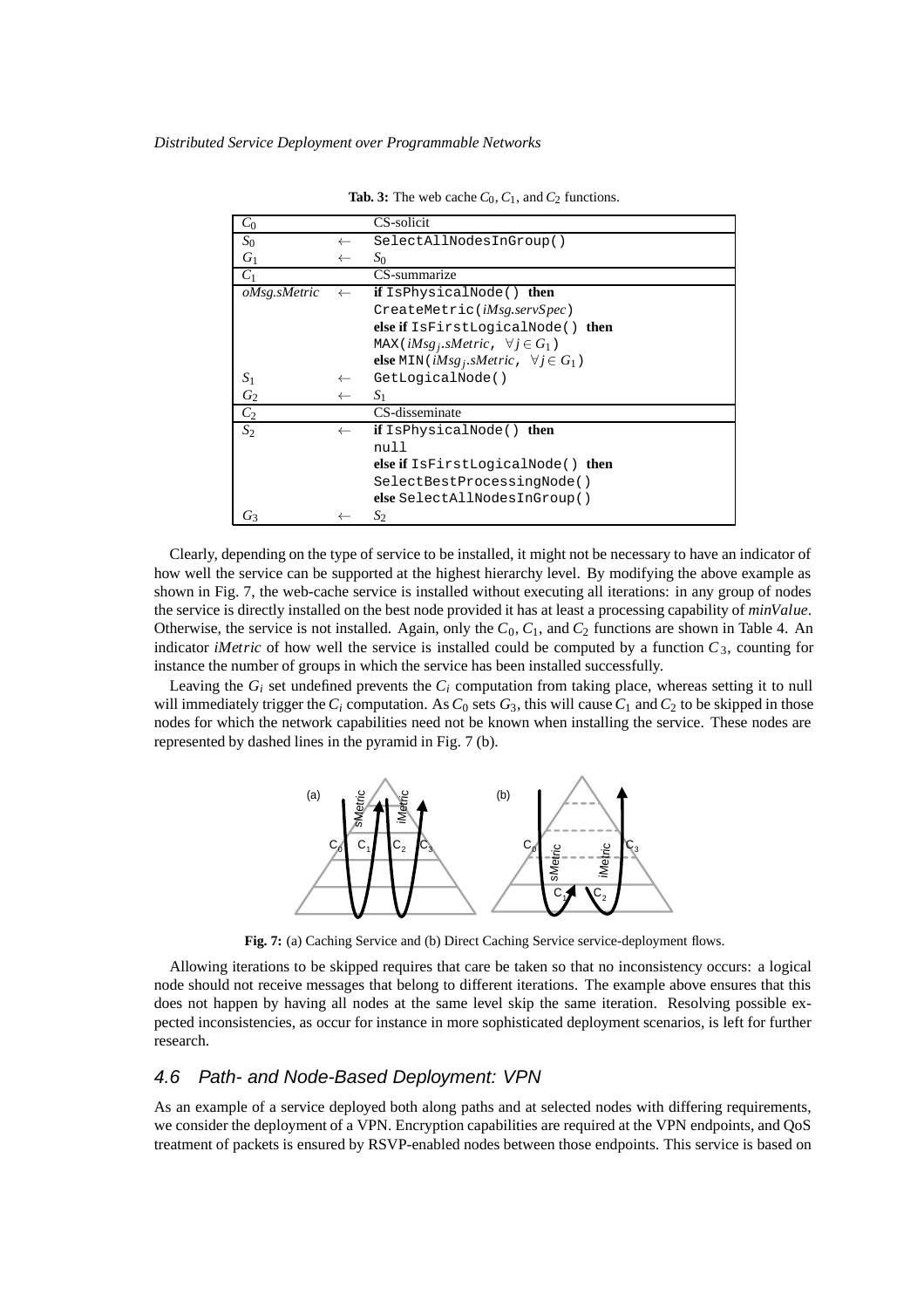**Tab. 3:** The web cache $C_0$, $C_1$, and $C_2$ functions.

| | | |
|---|---|---|
| $C_0$ | | CS-solicit |
| $S_0$ | $\leftarrow$ | `SelectAllNodesInGroup()` |
| $G_1$ | $\leftarrow$ | $S_0$ |
| $C_1$ | | CS-summarize |
| *oMsg.sMetric* | $\leftarrow$ | **if** `IsPhysicalNode()` **then** |
| | | `CreateMetric(`*iMsg.servSpec*`)` |
| | | **else if** `IsFirstLogicalNode()` **then** |
| | | `MAX(`$iMsg_j.sMetric,\ \forall j \in G_1$`)` |
| | | **else** `MIN(`$iMsg_j.sMetric,\ \forall j \in G_1$`)` |
| $S_1$ | $\leftarrow$ | `GetLogicalNode()` |
| $G_2$ | $\leftarrow$ | $S_1$ |
| $C_2$ | | CS-disseminate |
| $S_2$ | $\leftarrow$ | **if** `IsPhysicalNode()` **then** |
| | | `null` |
| | | **else if** `IsFirstLogicalNode()` **then** |
| | | `SelectBestProcessingNode()` |
| | | **else** `SelectAllNodesInGroup()` |
| $G_3$ | $\leftarrow$ | $S_2$ |

Clearly, depending on the type of service to be installed, it might not be necessary to have an indicator of how well the service can be supported at the highest hierarchy level. By modifying the above example as shown in Fig. 7, the web-cache service is installed without executing all iterations: in any group of nodes the service is directly installed on the best node provided it has at least a processing capability of *minValue*. Otherwise, the service is not installed. Again, only the $C_0$, $C_1$, and $C_2$ functions are shown in Table 4. An indicator *iMetric* of how well the service is installed could be computed by a function $C_3$, counting for instance the number of groups in which the service has been installed successfully.

Leaving the $G_i$ set undefined prevents the $C_i$ computation from taking place, whereas setting it to null will immediately trigger the $C_i$ computation. As $C_0$ sets $G_3$, this will cause $C_1$ and $C_2$ to be skipped in those nodes for which the network capabilities need not be known when installing the service. These nodes are represented by dashed lines in the pyramid in Fig. 7 (b).

**Fig. 7:** (a) Caching Service and (b) Direct Caching Service service-deployment flows.

Allowing iterations to be skipped requires that care be taken so that no inconsistency occurs: a logical node should not receive messages that belong to different iterations. The example above ensures that this does not happen by having all nodes at the same level skip the same iteration. Resolving possible expected inconsistencies, as occur for instance in more sophisticated deployment scenarios, is left for further research.

## 4.6 Path- and Node-Based Deployment: VPN

As an example of a service deployed both along paths and at selected nodes with differing requirements, we consider the deployment of a VPN. Encryption capabilities are required at the VPN endpoints, and QoS treatment of packets is ensured by RSVP-enabled nodes between those endpoints. This service is based on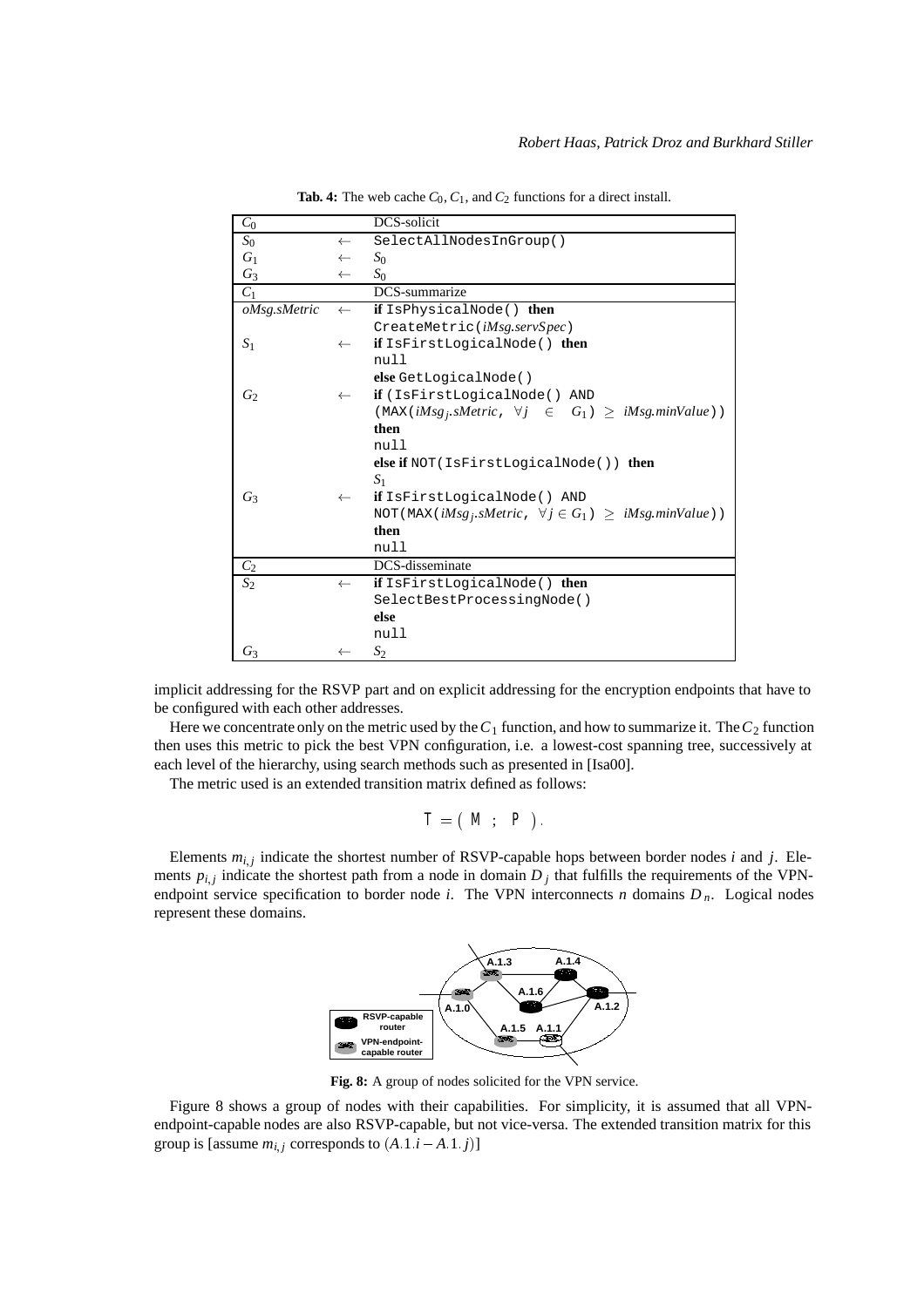**Tab. 4:** The web cache $C_0$, $C_1$, and $C_2$ functions for a direct install.

| $C_0$ | | DCS-solicit |
|---|---|---|
| $S_0$ | $\leftarrow$ | `SelectAllNodesInGroup()` |
| $G_1$ | $\leftarrow$ | $S_0$ |
| $G_3$ | $\leftarrow$ | $S_0$ |
| $C_1$ | | DCS-summarize |
| *oMsg.sMetric* | $\leftarrow$ | **if** `IsPhysicalNode()` **then** `CreateMetric(`*iMsg.servSpec*`)` |
| $S_1$ | $\leftarrow$ | **if** `IsFirstLogicalNode()` **then** `null` **else** `GetLogicalNode()` |
| $G_2$ | $\leftarrow$ | **if** `(IsFirstLogicalNode() AND (MAX(`$iMsg_j.sMetric$, $\forall j \in G_1$`)` $\geq$ *iMsg.minValue*`))` **then** `null` **else if** `NOT(IsFirstLogicalNode())` **then** $S_1$ |
| $G_3$ | $\leftarrow$ | **if** `IsFirstLogicalNode() AND NOT(MAX(`$iMsg_j.sMetric$, $\forall j \in G_1$`)` $\geq$ *iMsg.minValue*`))` **then** `null` |
| $C_2$ | | DCS-disseminate |
| $S_2$ | $\leftarrow$ | **if** `IsFirstLogicalNode()` **then** `SelectBestProcessingNode()` **else** `null` |
| $G_3$ | $\leftarrow$ | $S_2$ |

implicit addressing for the RSVP part and on explicit addressing for the encryption endpoints that have to be configured with each other addresses.

Here we concentrate only on the metric used by the $C_1$ function, and how to summarize it. The $C_2$ function then uses this metric to pick the best VPN configuration, i.e. a lowest-cost spanning tree, successively at each level of the hierarchy, using search methods such as presented in [Isa00].

The metric used is an extended transition matrix defined as follows:

$$T = (\, M \; ; \; P \,).$$

Elements $m_{i,j}$ indicate the shortest number of RSVP-capable hops between border nodes $i$ and $j$. Elements $p_{i,j}$ indicate the shortest path from a node in domain $D_j$ that fulfills the requirements of the VPN-endpoint service specification to border node $i$. The VPN interconnects $n$ domains $D_n$. Logical nodes represent these domains.

**Fig. 8:** A group of nodes solicited for the VPN service.

Figure 8 shows a group of nodes with their capabilities. For simplicity, it is assumed that all VPN-endpoint-capable nodes are also RSVP-capable, but not vice-versa. The extended transition matrix for this group is [assume $m_{i,j}$ corresponds to $(A.1.i - A.1.j)$]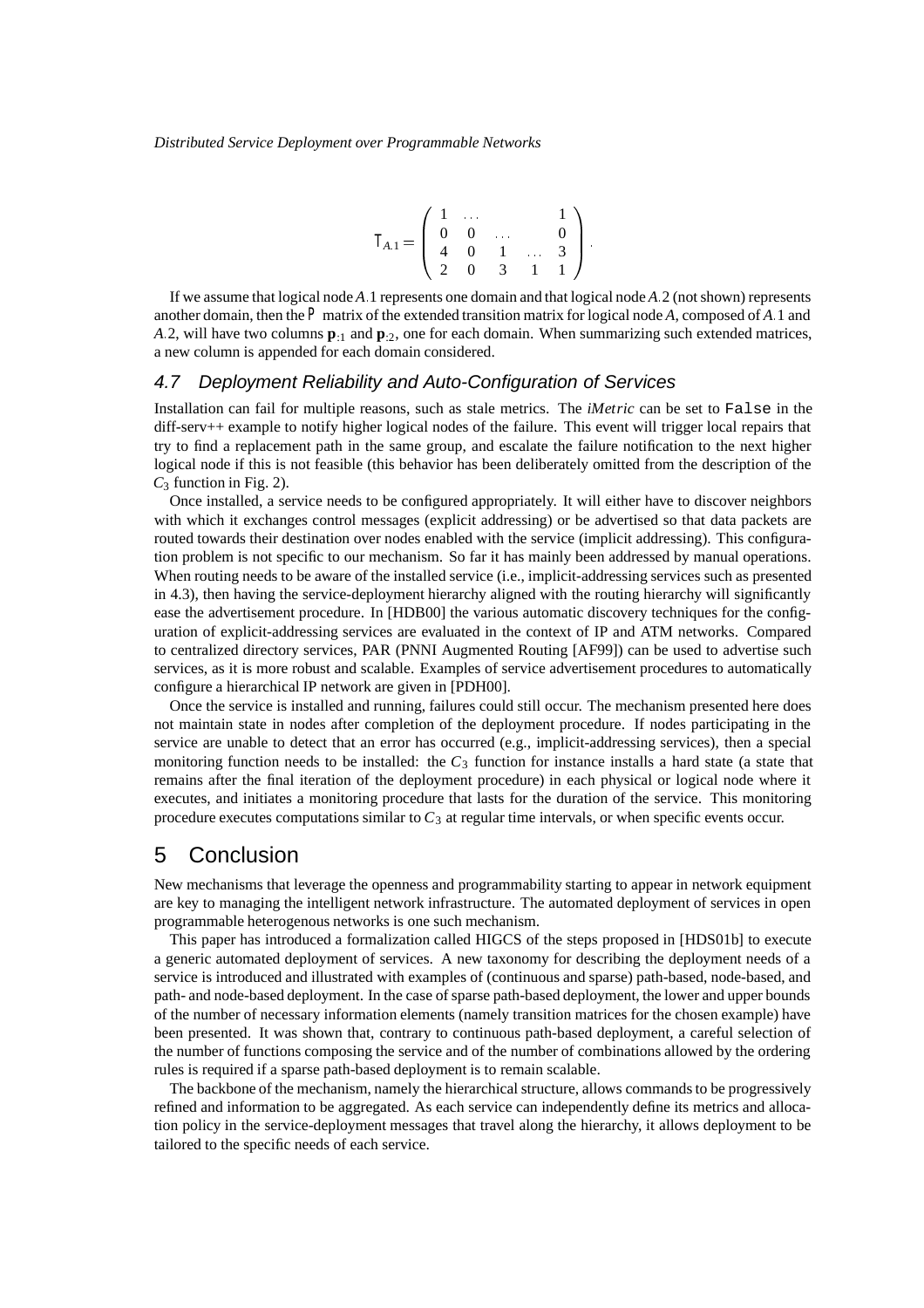$$\mathsf{T}_{A.1} = \begin{pmatrix} 1 & \dots & & & 1 \\ 0 & 0 & \dots & & 0 \\ 4 & 0 & 1 & \dots & 3 \\ 2 & 0 & 3 & 1 & 1 \end{pmatrix}.$$

If we assume that logical node $A.1$ represents one domain and that logical node $A.2$ (not shown) represents another domain, then the $\mathsf{P}$ matrix of the extended transition matrix for logical node $A$, composed of $A.1$ and $A.2$, will have two columns $\mathbf{p}_{:1}$ and $\mathbf{p}_{:2}$, one for each domain. When summarizing such extended matrices, a new column is appended for each domain considered.

## 4.7 Deployment Reliability and Auto-Configuration of Services

Installation can fail for multiple reasons, such as stale metrics. The *iMetric* can be set to `False` in the diff-serv++ example to notify higher logical nodes of the failure. This event will trigger local repairs that try to find a replacement path in the same group, and escalate the failure notification to the next higher logical node if this is not feasible (this behavior has been deliberately omitted from the description of the $C_3$ function in Fig. 2).

Once installed, a service needs to be configured appropriately. It will either have to discover neighbors with which it exchanges control messages (explicit addressing) or be advertised so that data packets are routed towards their destination over nodes enabled with the service (implicit addressing). This configuration problem is not specific to our mechanism. So far it has mainly been addressed by manual operations. When routing needs to be aware of the installed service (i.e., implicit-addressing services such as presented in 4.3), then having the service-deployment hierarchy aligned with the routing hierarchy will significantly ease the advertisement procedure. In [HDB00] the various automatic discovery techniques for the configuration of explicit-addressing services are evaluated in the context of IP and ATM networks. Compared to centralized directory services, PAR (PNNI Augmented Routing [AF99]) can be used to advertise such services, as it is more robust and scalable. Examples of service advertisement procedures to automatically configure a hierarchical IP network are given in [PDH00].

Once the service is installed and running, failures could still occur. The mechanism presented here does not maintain state in nodes after completion of the deployment procedure. If nodes participating in the service are unable to detect that an error has occurred (e.g., implicit-addressing services), then a special monitoring function needs to be installed: the $C_3$ function for instance installs a hard state (a state that remains after the final iteration of the deployment procedure) in each physical or logical node where it executes, and initiates a monitoring procedure that lasts for the duration of the service. This monitoring procedure executes computations similar to $C_3$ at regular time intervals, or when specific events occur.

# 5 Conclusion

New mechanisms that leverage the openness and programmability starting to appear in network equipment are key to managing the intelligent network infrastructure. The automated deployment of services in open programmable heterogenous networks is one such mechanism.

This paper has introduced a formalization called HIGCS of the steps proposed in [HDS01b] to execute a generic automated deployment of services. A new taxonomy for describing the deployment needs of a service is introduced and illustrated with examples of (continuous and sparse) path-based, node-based, and path- and node-based deployment. In the case of sparse path-based deployment, the lower and upper bounds of the number of necessary information elements (namely transition matrices for the chosen example) have been presented. It was shown that, contrary to continuous path-based deployment, a careful selection of the number of functions composing the service and of the number of combinations allowed by the ordering rules is required if a sparse path-based deployment is to remain scalable.

The backbone of the mechanism, namely the hierarchical structure, allows commands to be progressively refined and information to be aggregated. As each service can independently define its metrics and allocation policy in the service-deployment messages that travel along the hierarchy, it allows deployment to be tailored to the specific needs of each service.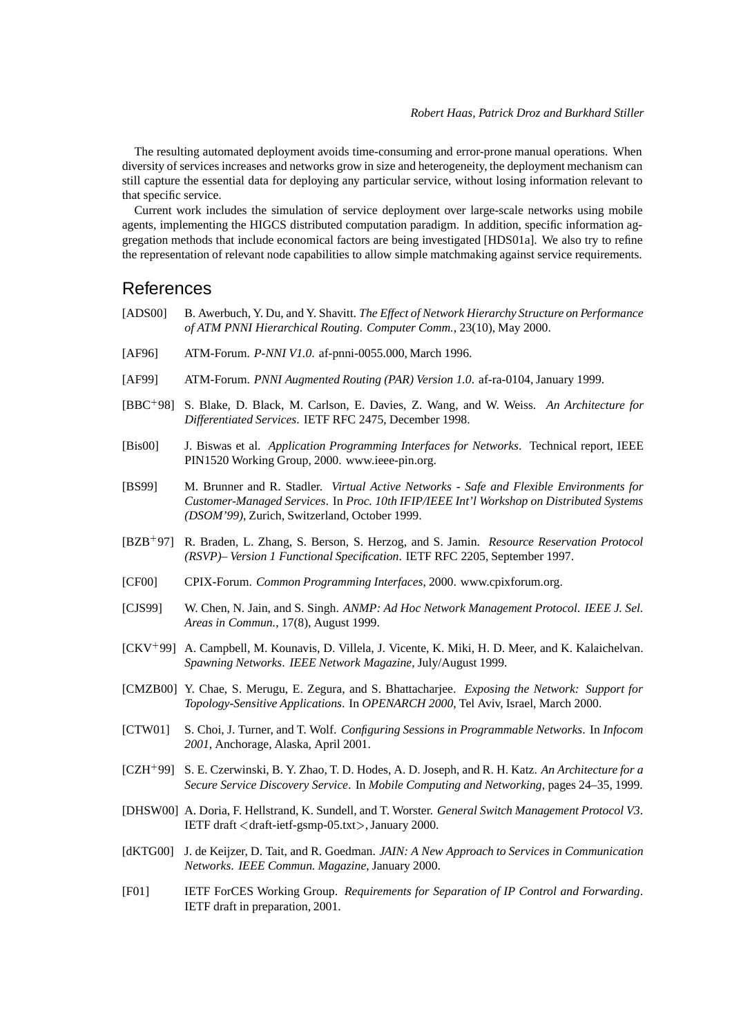The resulting automated deployment avoids time-consuming and error-prone manual operations. When diversity of services increases and networks grow in size and heterogeneity, the deployment mechanism can still capture the essential data for deploying any particular service, without losing information relevant to that specific service.

Current work includes the simulation of service deployment over large-scale networks using mobile agents, implementing the HIGCS distributed computation paradigm. In addition, specific information aggregation methods that include economical factors are being investigated [HDS01a]. We also try to refine the representation of relevant node capabilities to allow simple matchmaking against service requirements.

## References

[ADS00] B. Awerbuch, Y. Du, and Y. Shavitt. *The Effect of Network Hierarchy Structure on Performance of ATM PNNI Hierarchical Routing*. *Computer Comm.*, 23(10), May 2000.

[AF96] ATM-Forum. *P-NNI V1.0*. af-pnni-0055.000, March 1996.

[AF99] ATM-Forum. *PNNI Augmented Routing (PAR) Version 1.0*. af-ra-0104, January 1999.

[BBC+98] S. Blake, D. Black, M. Carlson, E. Davies, Z. Wang, and W. Weiss. *An Architecture for Differentiated Services*. IETF RFC 2475, December 1998.

[Bis00] J. Biswas et al. *Application Programming Interfaces for Networks*. Technical report, IEEE PIN1520 Working Group, 2000. www.ieee-pin.org.

[BS99] M. Brunner and R. Stadler. *Virtual Active Networks - Safe and Flexible Environments for Customer-Managed Services*. In *Proc. 10th IFIP/IEEE Int'l Workshop on Distributed Systems (DSOM'99)*, Zurich, Switzerland, October 1999.

[BZB+97] R. Braden, L. Zhang, S. Berson, S. Herzog, and S. Jamin. *Resource Reservation Protocol (RSVP)– Version 1 Functional Specification*. IETF RFC 2205, September 1997.

[CF00] CPIX-Forum. *Common Programming Interfaces*, 2000. www.cpixforum.org.

[CJS99] W. Chen, N. Jain, and S. Singh. *ANMP: Ad Hoc Network Management Protocol*. *IEEE J. Sel. Areas in Commun.*, 17(8), August 1999.

[CKV+99] A. Campbell, M. Kounavis, D. Villela, J. Vicente, K. Miki, H. D. Meer, and K. Kalaichelvan. *Spawning Networks*. *IEEE Network Magazine*, July/August 1999.

[CMZB00] Y. Chae, S. Merugu, E. Zegura, and S. Bhattacharjee. *Exposing the Network: Support for Topology-Sensitive Applications*. In *OPENARCH 2000*, Tel Aviv, Israel, March 2000.

[CTW01] S. Choi, J. Turner, and T. Wolf. *Configuring Sessions in Programmable Networks*. In *Infocom 2001*, Anchorage, Alaska, April 2001.

[CZH+99] S. E. Czerwinski, B. Y. Zhao, T. D. Hodes, A. D. Joseph, and R. H. Katz. *An Architecture for a Secure Service Discovery Service*. In *Mobile Computing and Networking*, pages 24–35, 1999.

[DHSW00] A. Doria, F. Hellstrand, K. Sundell, and T. Worster. *General Switch Management Protocol V3*. IETF draft <draft-ietf-gsmp-05.txt>, January 2000.

[dKTG00] J. de Keijzer, D. Tait, and R. Goedman. *JAIN: A New Approach to Services in Communication Networks*. *IEEE Commun. Magazine*, January 2000.

[F01] IETF ForCES Working Group. *Requirements for Separation of IP Control and Forwarding*. IETF draft in preparation, 2001.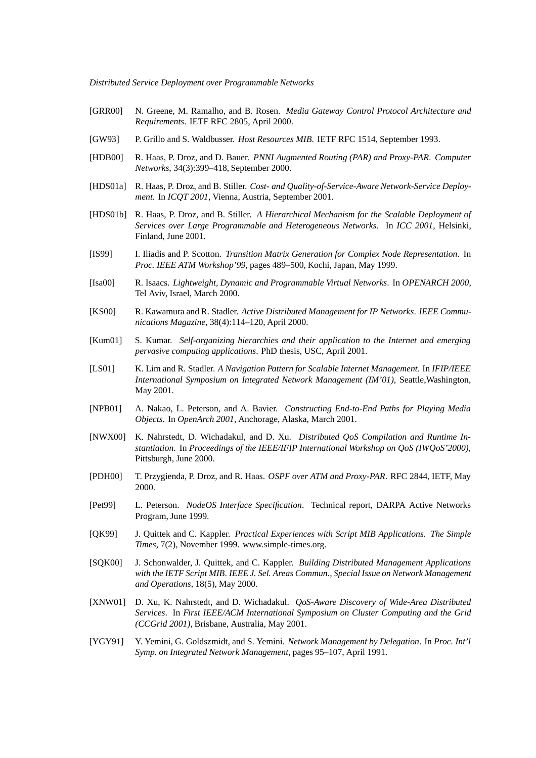[GRR00] N. Greene, M. Ramalho, and B. Rosen. *Media Gateway Control Protocol Architecture and Requirements*. IETF RFC 2805, April 2000.

[GW93] P. Grillo and S. Waldbusser. *Host Resources MIB*. IETF RFC 1514, September 1993.

[HDB00] R. Haas, P. Droz, and D. Bauer. *PNNI Augmented Routing (PAR) and Proxy-PAR*. *Computer Networks*, 34(3):399–418, September 2000.

[HDS01a] R. Haas, P. Droz, and B. Stiller. *Cost- and Quality-of-Service-Aware Network-Service Deployment*. In *ICQT 2001*, Vienna, Austria, September 2001.

[HDS01b] R. Haas, P. Droz, and B. Stiller. *A Hierarchical Mechanism for the Scalable Deployment of Services over Large Programmable and Heterogeneous Networks*. In *ICC 2001*, Helsinki, Finland, June 2001.

[IS99] I. Iliadis and P. Scotton. *Transition Matrix Generation for Complex Node Representation*. In *Proc. IEEE ATM Workshop'99*, pages 489–500, Kochi, Japan, May 1999.

[Isa00] R. Isaacs. *Lightweight, Dynamic and Programmable Virtual Networks*. In *OPENARCH 2000*, Tel Aviv, Israel, March 2000.

[KS00] R. Kawamura and R. Stadler. *Active Distributed Management for IP Networks*. *IEEE Communications Magazine*, 38(4):114–120, April 2000.

[Kum01] S. Kumar. *Self-organizing hierarchies and their application to the Internet and emerging pervasive computing applications*. PhD thesis, USC, April 2001.

[LS01] K. Lim and R. Stadler. *A Navigation Pattern for Scalable Internet Management*. In *IFIP/IEEE International Symposium on Integrated Network Management (IM'01)*, Seattle,Washington, May 2001.

[NPB01] A. Nakao, L. Peterson, and A. Bavier. *Constructing End-to-End Paths for Playing Media Objects*. In *OpenArch 2001*, Anchorage, Alaska, March 2001.

[NWX00] K. Nahrstedt, D. Wichadakul, and D. Xu. *Distributed QoS Compilation and Runtime Instantiation*. In *Proceedings of the IEEE/IFIP International Workshop on QoS (IWQoS'2000)*, Pittsburgh, June 2000.

[PDH00] T. Przygienda, P. Droz, and R. Haas. *OSPF over ATM and Proxy-PAR*. RFC 2844, IETF, May 2000.

[Pet99] L. Peterson. *NodeOS Interface Specification*. Technical report, DARPA Active Networks Program, June 1999.

[QK99] J. Quittek and C. Kappler. *Practical Experiences with Script MIB Applications*. *The Simple Times*, 7(2), November 1999. www.simple-times.org.

[SQK00] J. Schonwalder, J. Quittek, and C. Kappler. *Building Distributed Management Applications with the IETF Script MIB*. *IEEE J. Sel. Areas Commun., Special Issue on Network Management and Operations*, 18(5), May 2000.

[XNW01] D. Xu, K. Nahrstedt, and D. Wichadakul. *QoS-Aware Discovery of Wide-Area Distributed Services*. In *First IEEE/ACM International Symposium on Cluster Computing and the Grid (CCGrid 2001)*, Brisbane, Australia, May 2001.

[YGY91] Y. Yemini, G. Goldszmidt, and S. Yemini. *Network Management by Delegation*. In *Proc. Int'l Symp. on Integrated Network Management*, pages 95–107, April 1991.